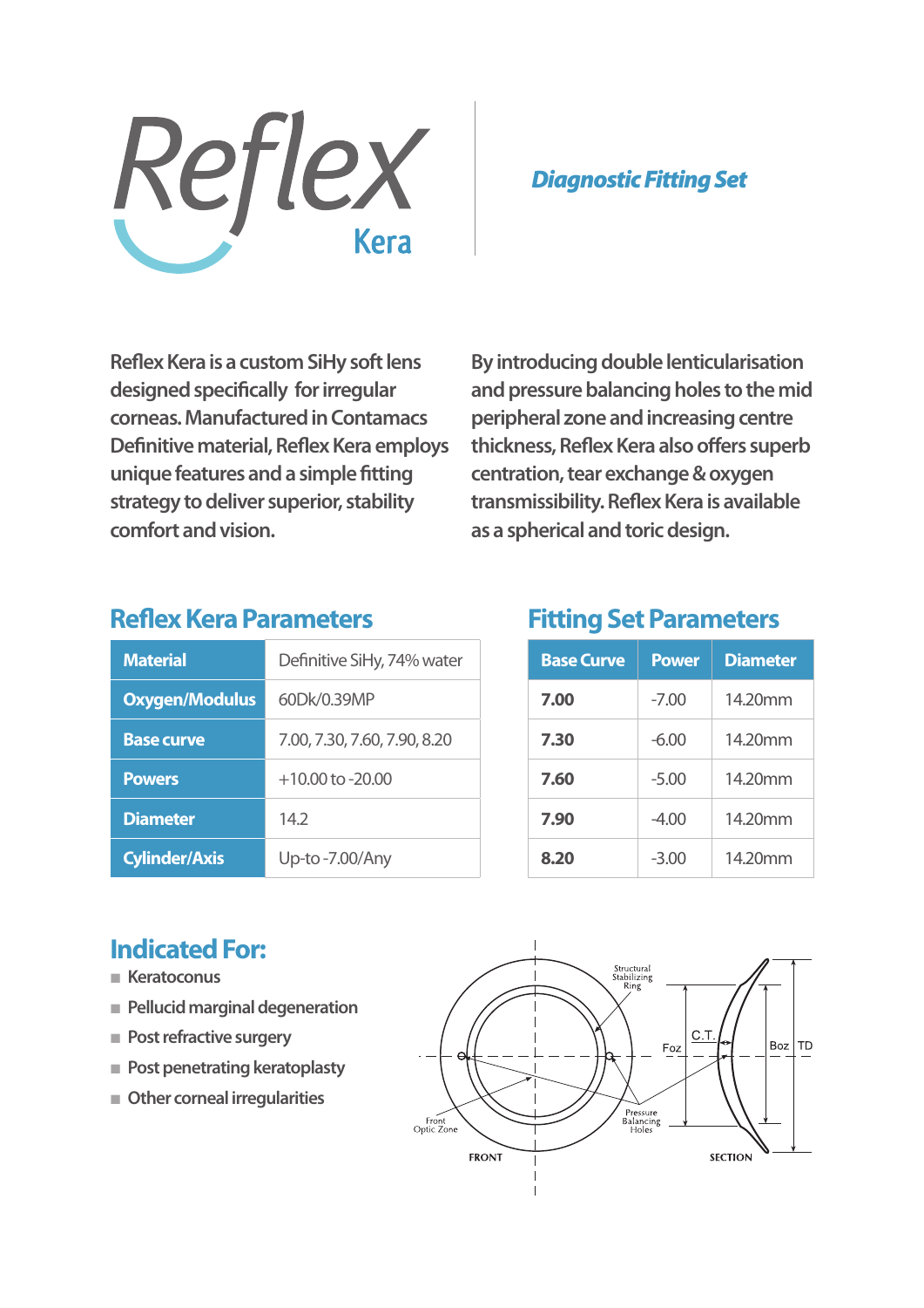# Reflex Kera

## Diagnostic Fitting Set

Reflex Kera is a custom SiHy soft lens designed specifically for irregular corneas. Manufactured in Contamacs Definitive material, Reflex Kera employs unique features and a simple fitting strategy to deliver superior, stability comfort and vision.

By introducing double lenticularisation and pressure balancing holes to the mid peripheral zone and increasing centre thickness, Reflex Kera also offers superb centration, tear exchange & oxygen transmissibility. Reflex Kera is available as a spherical and toric design.

## Reflex Kera Parameters

| | |
|---|---|
| **Material** | Definitive SiHy, 74% water |
| **Oxygen/Modulus** | 60Dk/0.39MP |
| **Base curve** | 7.00, 7.30, 7.60, 7.90, 8.20 |
| **Powers** | +10.00 to -20.00 |
| **Diameter** | 14.2 |
| **Cylinder/Axis** | Up-to -7.00/Any |

## Fitting Set Parameters

| Base Curve | Power | Diameter |
|---|---|---|
| **7.00** | -7.00 | 14.20mm |
| **7.30** | -6.00 | 14.20mm |
| **7.60** | -5.00 | 14.20mm |
| **7.90** | -4.00 | 14.20mm |
| **8.20** | -3.00 | 14.20mm |

## Indicated For:

- Keratoconus
- Pellucid marginal degeneration
- Post refractive surgery
- Post penetrating keratoplasty
- Other corneal irregularities

Structural Stabilizing Ring, Front Optic Zone, Pressure Balancing Holes, FRONT, Foz, C.T., Boz, TD, SECTION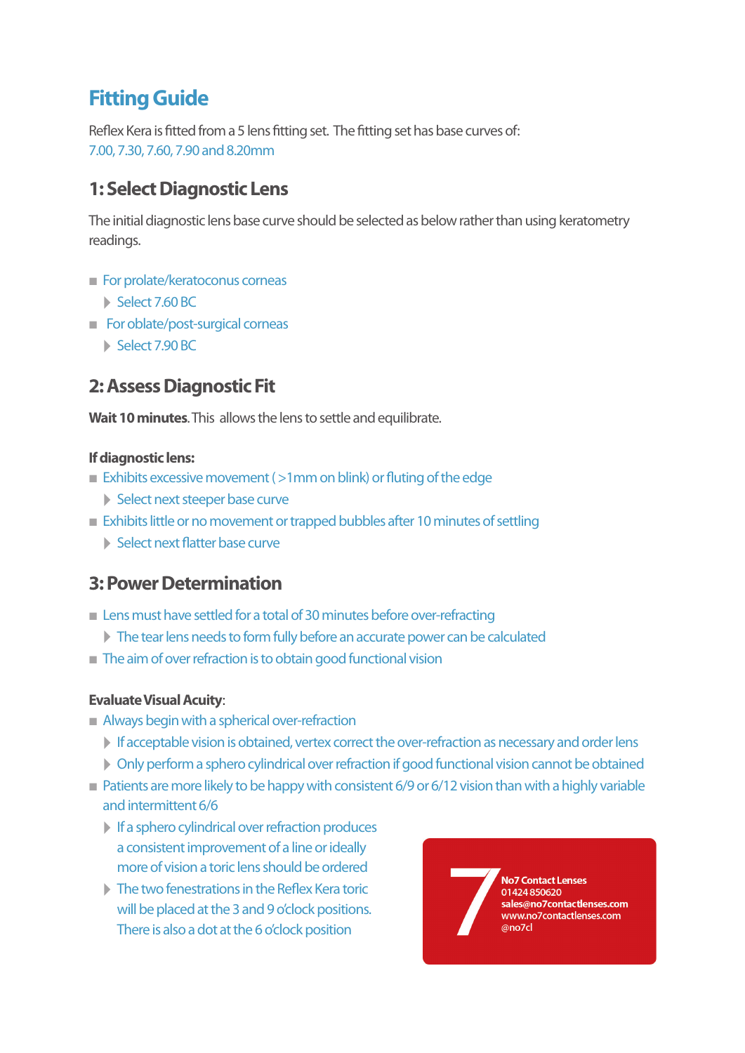# Fitting Guide

Reflex Kera is fitted from a 5 lens fitting set. The fitting set has base curves of:
7.00, 7.30, 7.60, 7.90 and 8.20mm

## 1: Select Diagnostic Lens

The initial diagnostic lens base curve should be selected as below rather than using keratometry readings.

- For prolate/keratoconus corneas
  - Select 7.60 BC
- For oblate/post-surgical corneas
  - Select 7.90 BC

## 2: Assess Diagnostic Fit

**Wait 10 minutes**. This allows the lens to settle and equilibrate.

**If diagnostic lens:**

- Exhibits excessive movement ( >1mm on blink) or fluting of the edge
  - Select next steeper base curve
- Exhibits little or no movement or trapped bubbles after 10 minutes of settling
  - Select next flatter base curve

## 3: Power Determination

- Lens must have settled for a total of 30 minutes before over-refracting
  - The tear lens needs to form fully before an accurate power can be calculated
- The aim of over refraction is to obtain good functional vision

**Evaluate Visual Acuity**:

- Always begin with a spherical over-refraction
  - If acceptable vision is obtained, vertex correct the over-refraction as necessary and order lens
  - Only perform a sphero cylindrical over refraction if good functional vision cannot be obtained
- Patients are more likely to be happy with consistent 6/9 or 6/12 vision than with a highly variable and intermittent 6/6
  - If a sphero cylindrical over refraction produces a consistent improvement of a line or ideally more of vision a toric lens should be ordered
  - The two fenestrations in the Reflex Kera toric will be placed at the 3 and 9 o'clock positions. There is also a dot at the 6 o'clock position

No7 Contact Lenses
01424 850620
sales@no7contactlenses.com
www.no7contactlenses.com
@no7cl